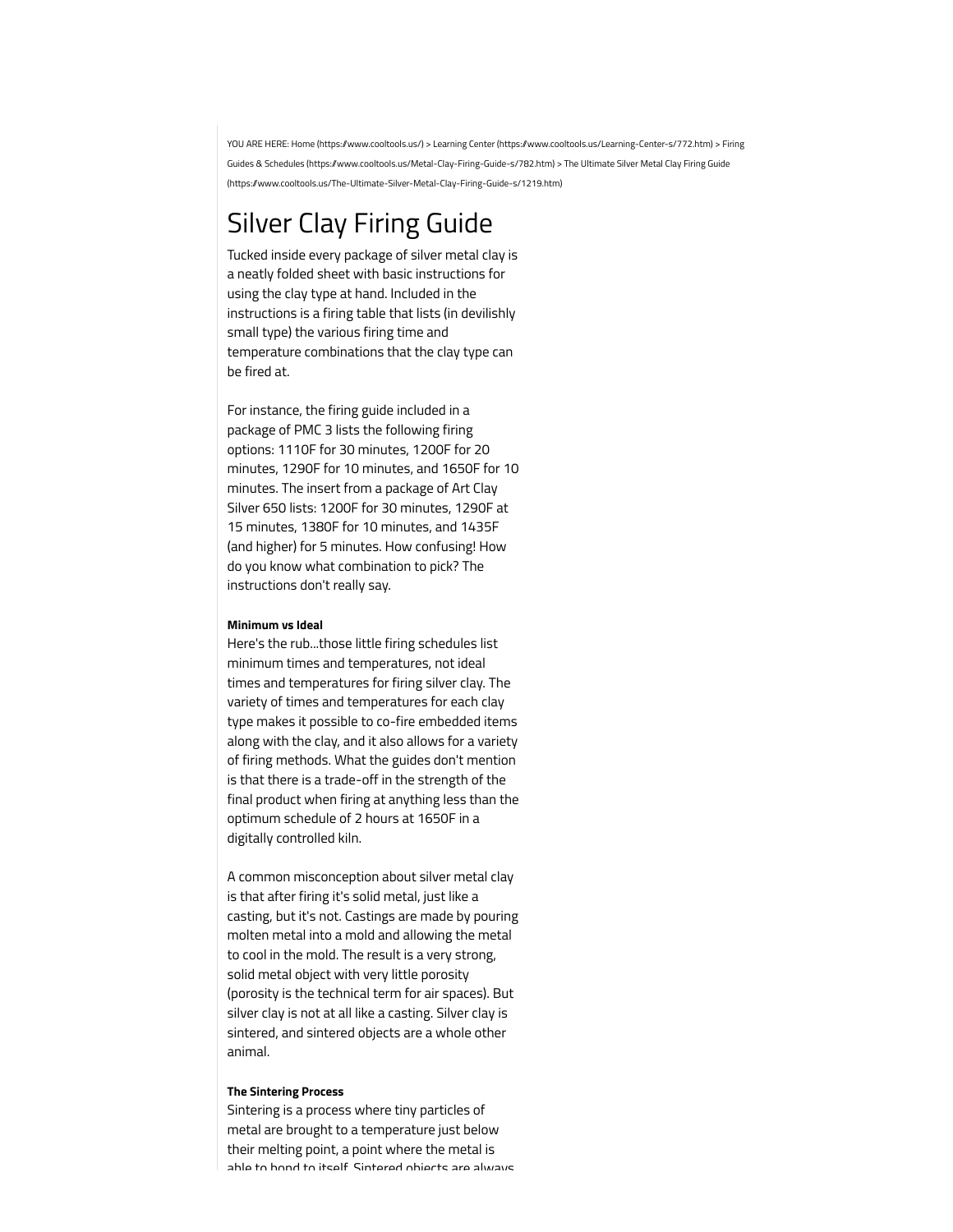YOU ARE HERE: Home (https://www.cooltools.us/) > Learning Center (https://www.cooltools.us/Learning-Center-s/772.htm) > Firing Guides & Schedules (https://www.cooltools.us/Metal-Clay-Firing-Guide-s/782.htm) > The Ultimate Silver Metal Clay Firing Guide (https://www.cooltools.us/The-Ultimate-Silver-Metal-Clay-Firing-Guide-s/1219.htm)

# Silver Clay Firing Guide

Tucked inside every package of silver metal clay is a neatly folded sheet with basic instructions for using the clay type at hand. Included in the instructions is a firing table that lists (in devilishly small type) the various firing time and temperature combinations that the clay type can be fired at.

For instance, the firing guide included in a package of PMC 3 lists the following firing options: 1110F for 30 minutes, 1200F for 20 minutes, 1290F for 10 minutes, and 1650F for 10 minutes. The insert from a package of Art Clay Silver 650 lists: 1200F for 30 minutes, 1290F at 15 minutes, 1380F for 10 minutes, and 1435F (and higher) for 5 minutes. How confusing! How do you know what combination to pick? The instructions don't really say.

**Minimum vs Ideal**

Here's the rub...those little firing schedules list minimum times and temperatures, not ideal times and temperatures for firing silver clay. The variety of times and temperatures for each clay type makes it possible to co-fire embedded items along with the clay, and it also allows for a variety of firing methods. What the guides don't mention is that there is a trade-off in the strength of the final product when firing at anything less than the optimum schedule of 2 hours at 1650F in a digitally controlled kiln.

A common misconception about silver metal clay is that after firing it's solid metal, just like a casting, but it's not. Castings are made by pouring molten metal into a mold and allowing the metal to cool in the mold. The result is a very strong, solid metal object with very little porosity (porosity is the technical term for air spaces). But silver clay is not at all like a casting. Silver clay is sintered, and sintered objects are a whole other animal.

**The Sintering Process**

Sintering is a process where tiny particles of metal are brought to a temperature just below their melting point, a point where the metal is able to bond to itself. Sintered objects are always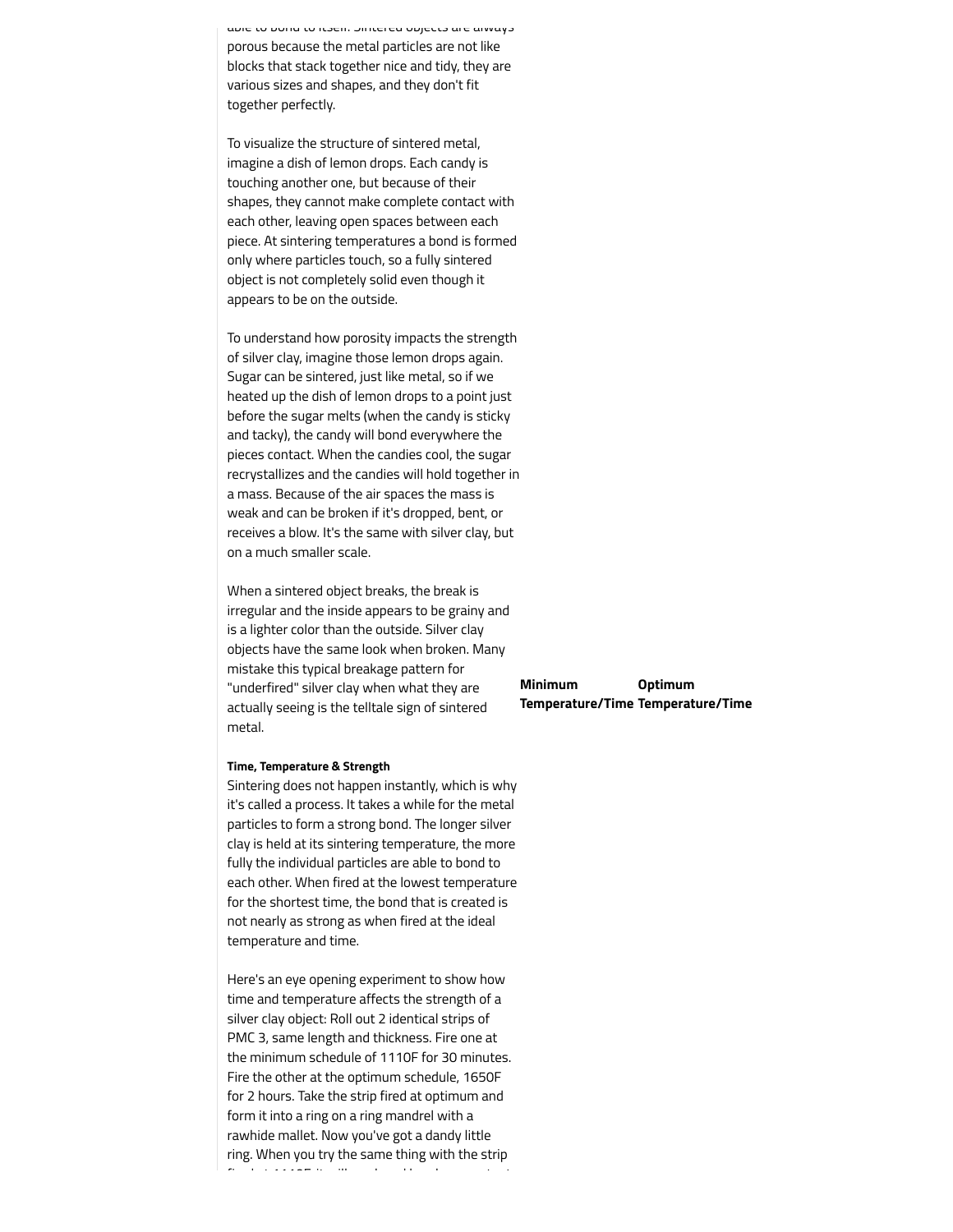able to bond to itself. Sintered objects are always porous because the metal particles are not like blocks that stack together nice and tidy, they are various sizes and shapes, and they don't fit together perfectly.

To visualize the structure of sintered metal, imagine a dish of lemon drops. Each candy is touching another one, but because of their shapes, they cannot make complete contact with each other, leaving open spaces between each piece. At sintering temperatures a bond is formed only where particles touch, so a fully sintered object is not completely solid even though it appears to be on the outside.

To understand how porosity impacts the strength of silver clay, imagine those lemon drops again. Sugar can be sintered, just like metal, so if we heated up the dish of lemon drops to a point just before the sugar melts (when the candy is sticky and tacky), the candy will bond everywhere the pieces contact. When the candies cool, the sugar recrystallizes and the candies will hold together in a mass. Because of the air spaces the mass is weak and can be broken if it's dropped, bent, or receives a blow. It's the same with silver clay, but on a much smaller scale.

When a sintered object breaks, the break is irregular and the inside appears to be grainy and is a lighter color than the outside. Silver clay objects have the same look when broken. Many mistake this typical breakage pattern for "underfired" silver clay when what they are actually seeing is the telltale sign of sintered metal.

| Minimum Temperature/Time | Optimum Temperature/Time |
| --- | --- |

#### Time, Temperature & Strength

Sintering does not happen instantly, which is why it's called a process. It takes a while for the metal particles to form a strong bond. The longer silver clay is held at its sintering temperature, the more fully the individual particles are able to bond to each other. When fired at the lowest temperature for the shortest time, the bond that is created is not nearly as strong as when fired at the ideal temperature and time.

Here's an eye opening experiment to show how time and temperature affects the strength of a silver clay object: Roll out 2 identical strips of PMC 3, same length and thickness. Fire one at the minimum schedule of 1110F for 30 minutes. Fire the other at the optimum schedule, 1650F for 2 hours. Take the strip fired at optimum and form it into a ring on a ring mandrel with a rawhide mallet. Now you've got a dandy little ring. When you try the same thing with the strip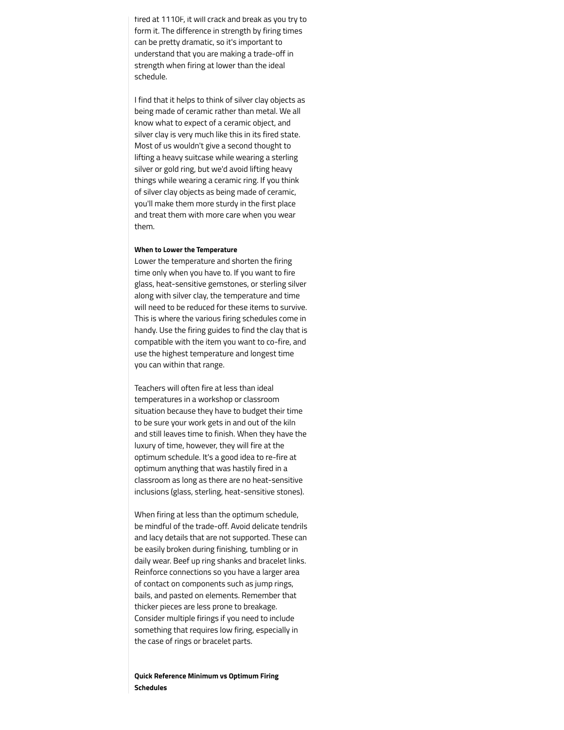fired at 1110F, it will crack and break as you try to form it. The difference in strength by firing times can be pretty dramatic, so it's important to understand that you are making a trade-off in strength when firing at lower than the ideal schedule.

I find that it helps to think of silver clay objects as being made of ceramic rather than metal. We all know what to expect of a ceramic object, and silver clay is very much like this in its fired state. Most of us wouldn't give a second thought to lifting a heavy suitcase while wearing a sterling silver or gold ring, but we'd avoid lifting heavy things while wearing a ceramic ring. If you think of silver clay objects as being made of ceramic, you'll make them more sturdy in the first place and treat them with more care when you wear them.

**When to Lower the Temperature**

Lower the temperature and shorten the firing time only when you have to. If you want to fire glass, heat-sensitive gemstones, or sterling silver along with silver clay, the temperature and time will need to be reduced for these items to survive. This is where the various firing schedules come in handy. Use the firing guides to find the clay that is compatible with the item you want to co-fire, and use the highest temperature and longest time you can within that range.

Teachers will often fire at less than ideal temperatures in a workshop or classroom situation because they have to budget their time to be sure your work gets in and out of the kiln and still leaves time to finish. When they have the luxury of time, however, they will fire at the optimum schedule. It's a good idea to re-fire at optimum anything that was hastily fired in a classroom as long as there are no heat-sensitive inclusions (glass, sterling, heat-sensitive stones).

When firing at less than the optimum schedule, be mindful of the trade-off. Avoid delicate tendrils and lacy details that are not supported. These can be easily broken during finishing, tumbling or in daily wear. Beef up ring shanks and bracelet links. Reinforce connections so you have a larger area of contact on components such as jump rings, bails, and pasted on elements. Remember that thicker pieces are less prone to breakage. Consider multiple firings if you need to include something that requires low firing, especially in the case of rings or bracelet parts.

**Quick Reference Minimum vs Optimum Firing Schedules**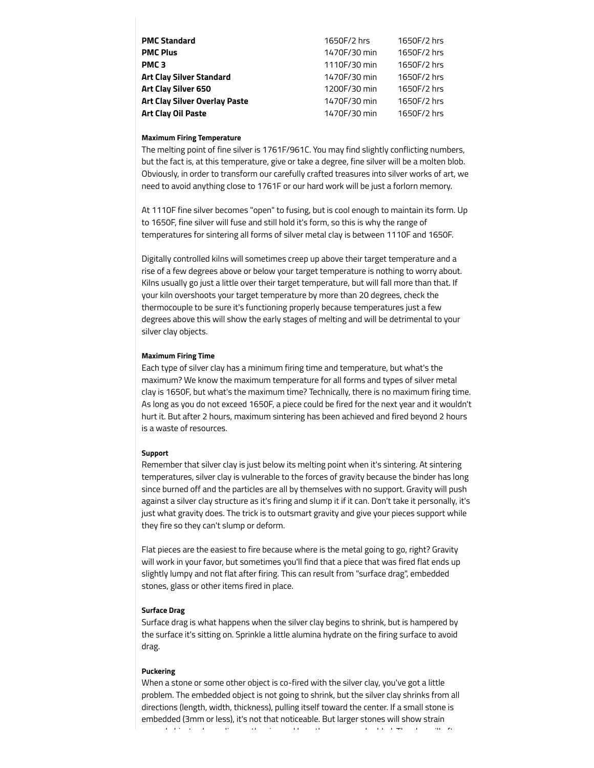| | | |
|---|---|---|
| **PMC Standard** | 1650F/2 hrs | 1650F/2 hrs |
| **PMC Plus** | 1470F/30 min | 1650F/2 hrs |
| **PMC 3** | 1110F/30 min | 1650F/2 hrs |
| **Art Clay Silver Standard** | 1470F/30 min | 1650F/2 hrs |
| **Art Clay Silver 650** | 1200F/30 min | 1650F/2 hrs |
| **Art Clay Silver Overlay Paste** | 1470F/30 min | 1650F/2 hrs |
| **Art Clay Oil Paste** | 1470F/30 min | 1650F/2 hrs |

#### Maximum Firing Temperature

The melting point of fine silver is 1761F/961C. You may find slightly conflicting numbers, but the fact is, at this temperature, give or take a degree, fine silver will be a molten blob. Obviously, in order to transform our carefully crafted treasures into silver works of art, we need to avoid anything close to 1761F or our hard work will be just a forlorn memory.

At 1110F fine silver becomes "open" to fusing, but is cool enough to maintain its form. Up to 1650F, fine silver will fuse and still hold it's form, so this is why the range of temperatures for sintering all forms of silver metal clay is between 1110F and 1650F.

Digitally controlled kilns will sometimes creep up above their target temperature and a rise of a few degrees above or below your target temperature is nothing to worry about. Kilns usually go just a little over their target temperature, but will fall more than that. If your kiln overshoots your target temperature by more than 20 degrees, check the thermocouple to be sure it's functioning properly because temperatures just a few degrees above this will show the early stages of melting and will be detrimental to your silver clay objects.

#### Maximum Firing Time

Each type of silver clay has a minimum firing time and temperature, but what's the maximum? We know the maximum temperature for all forms and types of silver metal clay is 1650F, but what's the maximum time? Technically, there is no maximum firing time. As long as you do not exceed 1650F, a piece could be fired for the next year and it wouldn't hurt it. But after 2 hours, maximum sintering has been achieved and fired beyond 2 hours is a waste of resources.

#### Support

Remember that silver clay is just below its melting point when it's sintering. At sintering temperatures, silver clay is vulnerable to the forces of gravity because the binder has long since burned off and the particles are all by themselves with no support. Gravity will push against a silver clay structure as it's firing and slump it if it can. Don't take it personally, it's just what gravity does. The trick is to outsmart gravity and give your pieces support while they fire so they can't slump or deform.

Flat pieces are the easiest to fire because where is the metal going to go, right? Gravity will work in your favor, but sometimes you'll find that a piece that was fired flat ends up slightly lumpy and not flat after firing. This can result from "surface drag", embedded stones, glass or other items fired in place.

#### Surface Drag

Surface drag is what happens when the silver clay begins to shrink, but is hampered by the surface it's sitting on. Sprinkle a little alumina hydrate on the firing surface to avoid drag.

#### Puckering

When a stone or some other object is co-fired with the silver clay, you've got a little problem. The embedded object is not going to shrink, but the silver clay shrinks from all directions (length, width, thickness), pulling itself toward the center. If a small stone is embedded (3mm or less), it's not that noticeable. But larger stones will show strain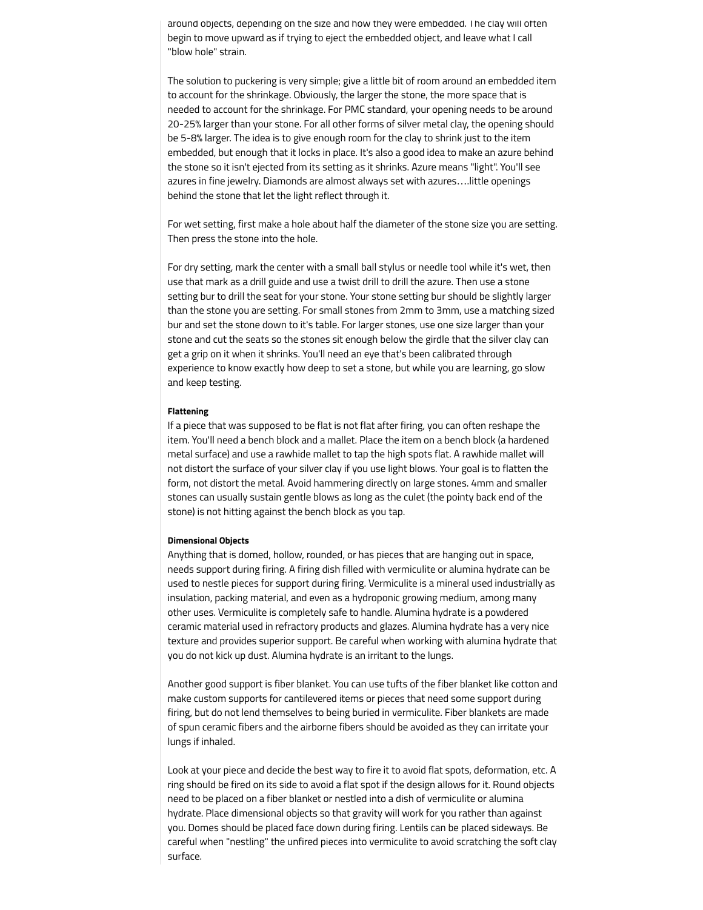around objects, depending on the size and how they were embedded. The clay will often begin to move upward as if trying to eject the embedded object, and leave what I call "blow hole" strain.

The solution to puckering is very simple; give a little bit of room around an embedded item to account for the shrinkage. Obviously, the larger the stone, the more space that is needed to account for the shrinkage. For PMC standard, your opening needs to be around 20-25% larger than your stone. For all other forms of silver metal clay, the opening should be 5-8% larger. The idea is to give enough room for the clay to shrink just to the item embedded, but enough that it locks in place. It's also a good idea to make an azure behind the stone so it isn't ejected from its setting as it shrinks. Azure means "light". You'll see azures in fine jewelry. Diamonds are almost always set with azures….little openings behind the stone that let the light reflect through it.

For wet setting, first make a hole about half the diameter of the stone size you are setting. Then press the stone into the hole.

For dry setting, mark the center with a small ball stylus or needle tool while it's wet, then use that mark as a drill guide and use a twist drill to drill the azure. Then use a stone setting bur to drill the seat for your stone. Your stone setting bur should be slightly larger than the stone you are setting. For small stones from 2mm to 3mm, use a matching sized bur and set the stone down to it's table. For larger stones, use one size larger than your stone and cut the seats so the stones sit enough below the girdle that the silver clay can get a grip on it when it shrinks. You'll need an eye that's been calibrated through experience to know exactly how deep to set a stone, but while you are learning, go slow and keep testing.

**Flattening**
If a piece that was supposed to be flat is not flat after firing, you can often reshape the item. You'll need a bench block and a mallet. Place the item on a bench block (a hardened metal surface) and use a rawhide mallet to tap the high spots flat. A rawhide mallet will not distort the surface of your silver clay if you use light blows. Your goal is to flatten the form, not distort the metal. Avoid hammering directly on large stones. 4mm and smaller stones can usually sustain gentle blows as long as the culet (the pointy back end of the stone) is not hitting against the bench block as you tap.

**Dimensional Objects**
Anything that is domed, hollow, rounded, or has pieces that are hanging out in space, needs support during firing. A firing dish filled with vermiculite or alumina hydrate can be used to nestle pieces for support during firing. Vermiculite is a mineral used industrially as insulation, packing material, and even as a hydroponic growing medium, among many other uses. Vermiculite is completely safe to handle. Alumina hydrate is a powdered ceramic material used in refractory products and glazes. Alumina hydrate has a very nice texture and provides superior support. Be careful when working with alumina hydrate that you do not kick up dust. Alumina hydrate is an irritant to the lungs.

Another good support is fiber blanket. You can use tufts of the fiber blanket like cotton and make custom supports for cantilevered items or pieces that need some support during firing, but do not lend themselves to being buried in vermiculite. Fiber blankets are made of spun ceramic fibers and the airborne fibers should be avoided as they can irritate your lungs if inhaled.

Look at your piece and decide the best way to fire it to avoid flat spots, deformation, etc. A ring should be fired on its side to avoid a flat spot if the design allows for it. Round objects need to be placed on a fiber blanket or nestled into a dish of vermiculite or alumina hydrate. Place dimensional objects so that gravity will work for you rather than against you. Domes should be placed face down during firing. Lentils can be placed sideways. Be careful when "nestling" the unfired pieces into vermiculite to avoid scratching the soft clay surface.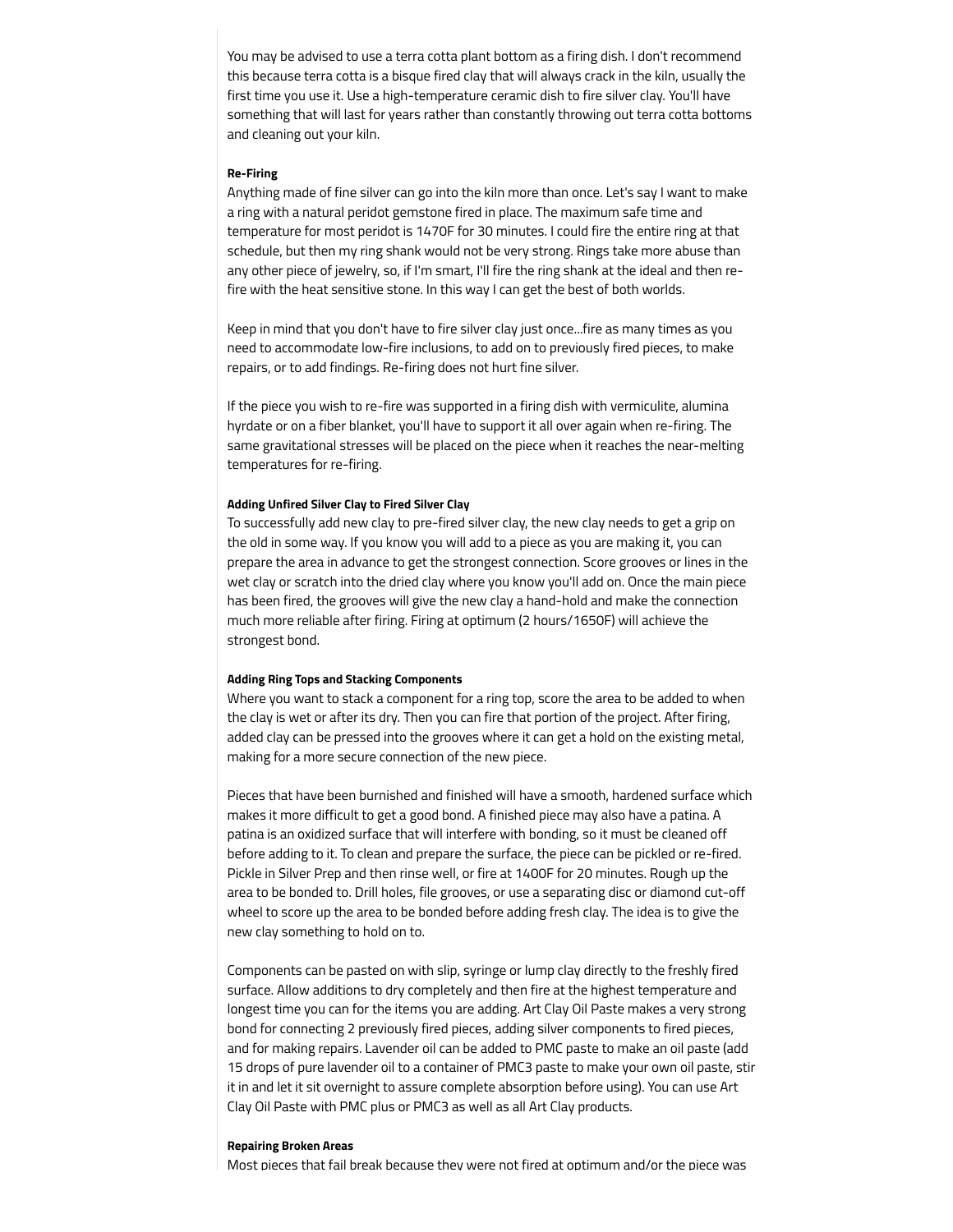You may be advised to use a terra cotta plant bottom as a firing dish. I don't recommend this because terra cotta is a bisque fired clay that will always crack in the kiln, usually the first time you use it. Use a high-temperature ceramic dish to fire silver clay. You'll have something that will last for years rather than constantly throwing out terra cotta bottoms and cleaning out your kiln.

#### Re-Firing

Anything made of fine silver can go into the kiln more than once. Let's say I want to make a ring with a natural peridot gemstone fired in place. The maximum safe time and temperature for most peridot is 1470F for 30 minutes. I could fire the entire ring at that schedule, but then my ring shank would not be very strong. Rings take more abuse than any other piece of jewelry, so, if I'm smart, I'll fire the ring shank at the ideal and then re-fire with the heat sensitive stone. In this way I can get the best of both worlds.

Keep in mind that you don't have to fire silver clay just once...fire as many times as you need to accommodate low-fire inclusions, to add on to previously fired pieces, to make repairs, or to add findings. Re-firing does not hurt fine silver.

If the piece you wish to re-fire was supported in a firing dish with vermiculite, alumina hyrdate or on a fiber blanket, you'll have to support it all over again when re-firing. The same gravitational stresses will be placed on the piece when it reaches the near-melting temperatures for re-firing.

#### Adding Unfired Silver Clay to Fired Silver Clay

To successfully add new clay to pre-fired silver clay, the new clay needs to get a grip on the old in some way. If you know you will add to a piece as you are making it, you can prepare the area in advance to get the strongest connection. Score grooves or lines in the wet clay or scratch into the dried clay where you know you'll add on. Once the main piece has been fired, the grooves will give the new clay a hand-hold and make the connection much more reliable after firing. Firing at optimum (2 hours/1650F) will achieve the strongest bond.

#### Adding Ring Tops and Stacking Components

Where you want to stack a component for a ring top, score the area to be added to when the clay is wet or after its dry. Then you can fire that portion of the project. After firing, added clay can be pressed into the grooves where it can get a hold on the existing metal, making for a more secure connection of the new piece.

Pieces that have been burnished and finished will have a smooth, hardened surface which makes it more difficult to get a good bond. A finished piece may also have a patina. A patina is an oxidized surface that will interfere with bonding, so it must be cleaned off before adding to it. To clean and prepare the surface, the piece can be pickled or re-fired. Pickle in Silver Prep and then rinse well, or fire at 1400F for 20 minutes. Rough up the area to be bonded to. Drill holes, file grooves, or use a separating disc or diamond cut-off wheel to score up the area to be bonded before adding fresh clay. The idea is to give the new clay something to hold on to.

Components can be pasted on with slip, syringe or lump clay directly to the freshly fired surface. Allow additions to dry completely and then fire at the highest temperature and longest time you can for the items you are adding. Art Clay Oil Paste makes a very strong bond for connecting 2 previously fired pieces, adding silver components to fired pieces, and for making repairs. Lavender oil can be added to PMC paste to make an oil paste (add 15 drops of pure lavender oil to a container of PMC3 paste to make your own oil paste, stir it in and let it sit overnight to assure complete absorption before using). You can use Art Clay Oil Paste with PMC plus or PMC3 as well as all Art Clay products.

#### Repairing Broken Areas

Most pieces that fail break because they were not fired at optimum and/or the piece was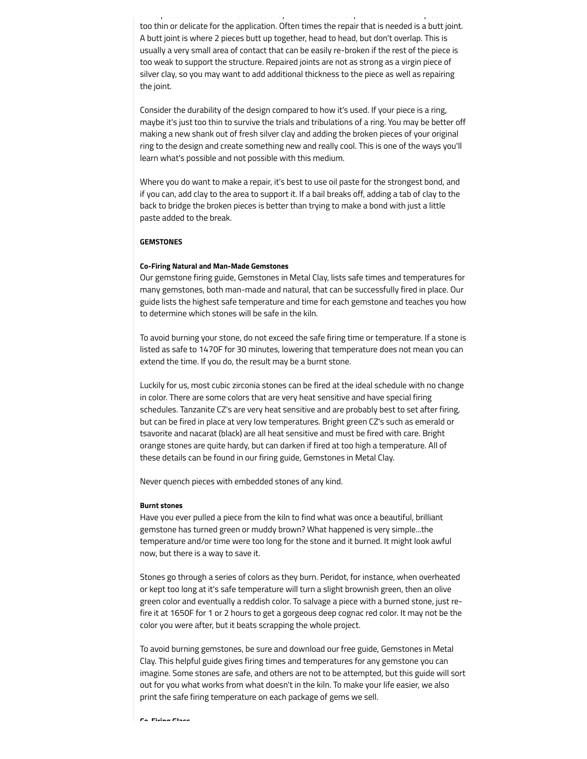too thin or delicate for the application. Often times the repair that is needed is a butt joint. A butt joint is where 2 pieces butt up together, head to head, but don't overlap. This is usually a very small area of contact that can be easily re-broken if the rest of the piece is too weak to support the structure. Repaired joints are not as strong as a virgin piece of silver clay, so you may want to add additional thickness to the piece as well as repairing the joint.

Consider the durability of the design compared to how it's used. If your piece is a ring, maybe it's just too thin to survive the trials and tribulations of a ring. You may be better off making a new shank out of fresh silver clay and adding the broken pieces of your original ring to the design and create something new and really cool. This is one of the ways you'll learn what's possible and not possible with this medium.

Where you do want to make a repair, it's best to use oil paste for the strongest bond, and if you can, add clay to the area to support it. If a bail breaks off, adding a tab of clay to the back to bridge the broken pieces is better than trying to make a bond with just a little paste added to the break.

**GEMSTONES**

**Co-Firing Natural and Man-Made Gemstones**

Our gemstone firing guide, Gemstones in Metal Clay, lists safe times and temperatures for many gemstones, both man-made and natural, that can be successfully fired in place. Our guide lists the highest safe temperature and time for each gemstone and teaches you how to determine which stones will be safe in the kiln.

To avoid burning your stone, do not exceed the safe firing time or temperature. If a stone is listed as safe to 1470F for 30 minutes, lowering that temperature does not mean you can extend the time. If you do, the result may be a burnt stone.

Luckily for us, most cubic zirconia stones can be fired at the ideal schedule with no change in color. There are some colors that are very heat sensitive and have special firing schedules. Tanzanite CZ's are very heat sensitive and are probably best to set after firing, but can be fired in place at very low temperatures. Bright green CZ's such as emerald or tsavorite and nacarat (black) are all heat sensitive and must be fired with care. Bright orange stones are quite hardy, but can darken if fired at too high a temperature. All of these details can be found in our firing guide, Gemstones in Metal Clay.

Never quench pieces with embedded stones of any kind.

**Burnt stones**

Have you ever pulled a piece from the kiln to find what was once a beautiful, brilliant gemstone has turned green or muddy brown? What happened is very simple...the temperature and/or time were too long for the stone and it burned. It might look awful now, but there is a way to save it.

Stones go through a series of colors as they burn. Peridot, for instance, when overheated or kept too long at it's safe temperature will turn a slight brownish green, then an olive green color and eventually a reddish color. To salvage a piece with a burned stone, just re-fire it at 1650F for 1 or 2 hours to get a gorgeous deep cognac red color. It may not be the color you were after, but it beats scrapping the whole project.

To avoid burning gemstones, be sure and download our free guide, Gemstones in Metal Clay. This helpful guide gives firing times and temperatures for any gemstone you can imagine. Some stones are safe, and others are not to be attempted, but this guide will sort out for you what works from what doesn't in the kiln. To make your life easier, we also print the safe firing temperature on each package of gems we sell.

**Co-Firing Glass**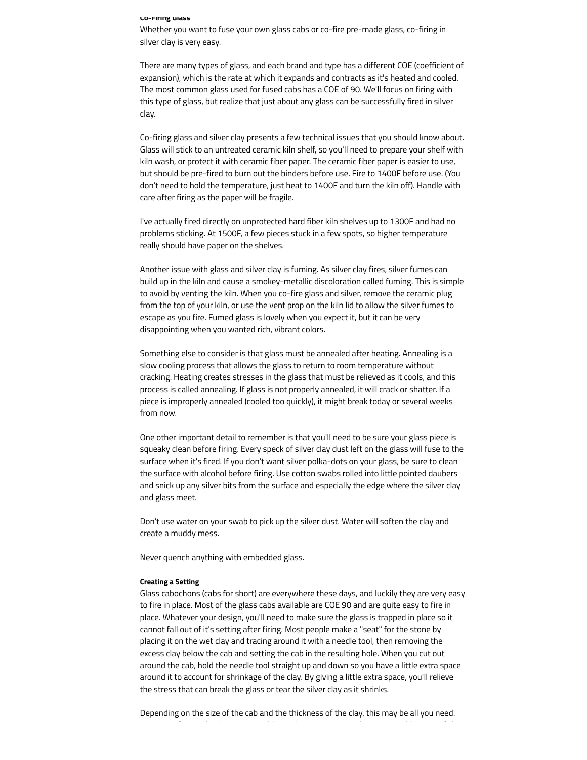**Co-Firing Glass**

Whether you want to fuse your own glass cabs or co-fire pre-made glass, co-firing in silver clay is very easy.

There are many types of glass, and each brand and type has a different COE (coefficient of expansion), which is the rate at which it expands and contracts as it's heated and cooled. The most common glass used for fused cabs has a COE of 90. We'll focus on firing with this type of glass, but realize that just about any glass can be successfully fired in silver clay.

Co-firing glass and silver clay presents a few technical issues that you should know about. Glass will stick to an untreated ceramic kiln shelf, so you'll need to prepare your shelf with kiln wash, or protect it with ceramic fiber paper. The ceramic fiber paper is easier to use, but should be pre-fired to burn out the binders before use. Fire to 1400F before use. (You don't need to hold the temperature, just heat to 1400F and turn the kiln off). Handle with care after firing as the paper will be fragile.

I've actually fired directly on unprotected hard fiber kiln shelves up to 1300F and had no problems sticking. At 1500F, a few pieces stuck in a few spots, so higher temperature really should have paper on the shelves.

Another issue with glass and silver clay is fuming. As silver clay fires, silver fumes can build up in the kiln and cause a smokey-metallic discoloration called fuming. This is simple to avoid by venting the kiln. When you co-fire glass and silver, remove the ceramic plug from the top of your kiln, or use the vent prop on the kiln lid to allow the silver fumes to escape as you fire. Fumed glass is lovely when you expect it, but it can be very disappointing when you wanted rich, vibrant colors.

Something else to consider is that glass must be annealed after heating. Annealing is a slow cooling process that allows the glass to return to room temperature without cracking. Heating creates stresses in the glass that must be relieved as it cools, and this process is called annealing. If glass is not properly annealed, it will crack or shatter. If a piece is improperly annealed (cooled too quickly), it might break today or several weeks from now.

One other important detail to remember is that you'll need to be sure your glass piece is squeaky clean before firing. Every speck of silver clay dust left on the glass will fuse to the surface when it's fired. If you don't want silver polka-dots on your glass, be sure to clean the surface with alcohol before firing. Use cotton swabs rolled into little pointed daubers and snick up any silver bits from the surface and especially the edge where the silver clay and glass meet.

Don't use water on your swab to pick up the silver dust. Water will soften the clay and create a muddy mess.

Never quench anything with embedded glass.

**Creating a Setting**

Glass cabochons (cabs for short) are everywhere these days, and luckily they are very easy to fire in place. Most of the glass cabs available are COE 90 and are quite easy to fire in place. Whatever your design, you'll need to make sure the glass is trapped in place so it cannot fall out of it's setting after firing. Most people make a "seat" for the stone by placing it on the wet clay and tracing around it with a needle tool, then removing the excess clay below the cab and setting the cab in the resulting hole. When you cut out around the cab, hold the needle tool straight up and down so you have a little extra space around it to account for shrinkage of the clay. By giving a little extra space, you'll relieve the stress that can break the glass or tear the silver clay as it shrinks.

Depending on the size of the cab and the thickness of the clay, this may be all you need.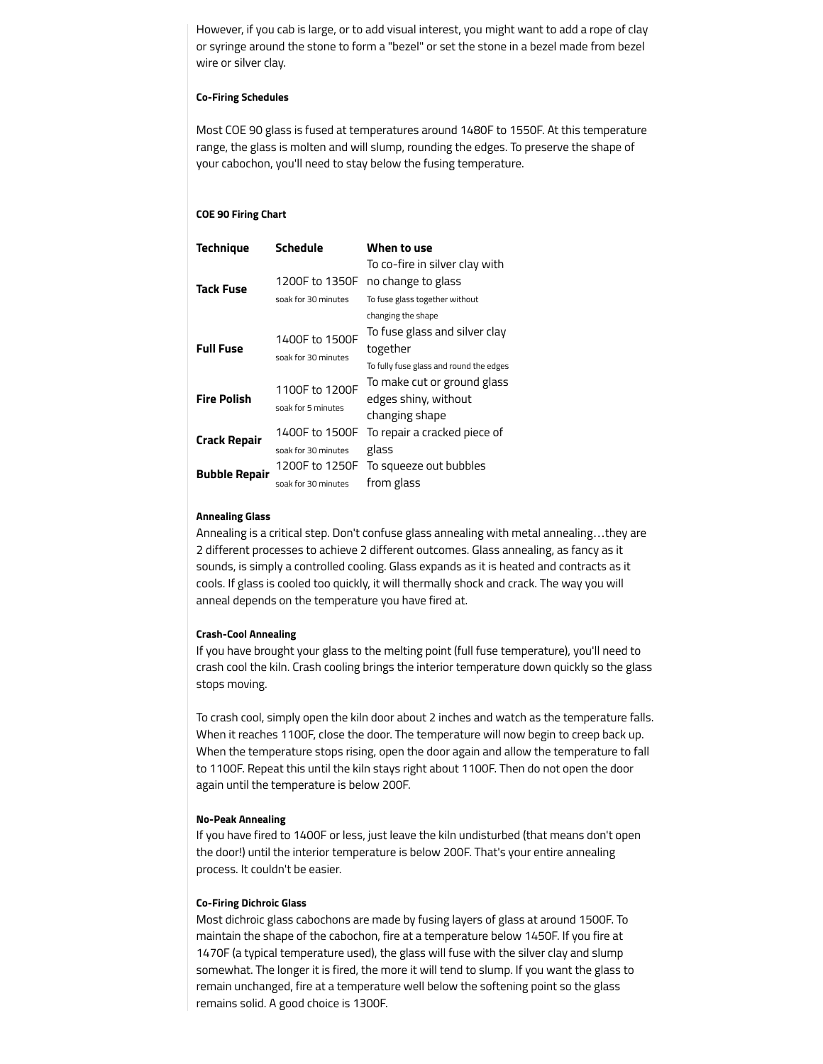However, if you cab is large, or to add visual interest, you might want to add a rope of clay or syringe around the stone to form a "bezel" or set the stone in a bezel made from bezel wire or silver clay.

#### Co-Firing Schedules

Most COE 90 glass is fused at temperatures around 1480F to 1550F. At this temperature range, the glass is molten and will slump, rounding the edges. To preserve the shape of your cabochon, you'll need to stay below the fusing temperature.

#### COE 90 Firing Chart

| Technique | Schedule | When to use |
| --- | --- | --- |
| **Tack Fuse** | 1200F to 1350F<br>soak for 30 minutes | To co-fire in silver clay with no change to glass<br>To fuse glass together without changing the shape |
| **Full Fuse** | 1400F to 1500F<br>soak for 30 minutes | To fuse glass and silver clay together<br>To fully fuse glass and round the edges |
| **Fire Polish** | 1100F to 1200F<br>soak for 5 minutes | To make cut or ground glass edges shiny, without changing shape |
| **Crack Repair** | 1400F to 1500F<br>soak for 30 minutes | To repair a cracked piece of glass |
| **Bubble Repair** | 1200F to 1250F<br>soak for 30 minutes | To squeeze out bubbles from glass |

#### Annealing Glass

Annealing is a critical step. Don't confuse glass annealing with metal annealing…they are 2 different processes to achieve 2 different outcomes. Glass annealing, as fancy as it sounds, is simply a controlled cooling. Glass expands as it is heated and contracts as it cools. If glass is cooled too quickly, it will thermally shock and crack. The way you will anneal depends on the temperature you have fired at.

#### Crash-Cool Annealing

If you have brought your glass to the melting point (full fuse temperature), you'll need to crash cool the kiln. Crash cooling brings the interior temperature down quickly so the glass stops moving.

To crash cool, simply open the kiln door about 2 inches and watch as the temperature falls. When it reaches 1100F, close the door. The temperature will now begin to creep back up. When the temperature stops rising, open the door again and allow the temperature to fall to 1100F. Repeat this until the kiln stays right about 1100F. Then do not open the door again until the temperature is below 200F.

#### No-Peak Annealing

If you have fired to 1400F or less, just leave the kiln undisturbed (that means don't open the door!) until the interior temperature is below 200F. That's your entire annealing process. It couldn't be easier.

#### Co-Firing Dichroic Glass

Most dichroic glass cabochons are made by fusing layers of glass at around 1500F. To maintain the shape of the cabochon, fire at a temperature below 1450F. If you fire at 1470F (a typical temperature used), the glass will fuse with the silver clay and slump somewhat. The longer it is fired, the more it will tend to slump. If you want the glass to remain unchanged, fire at a temperature well below the softening point so the glass remains solid. A good choice is 1300F.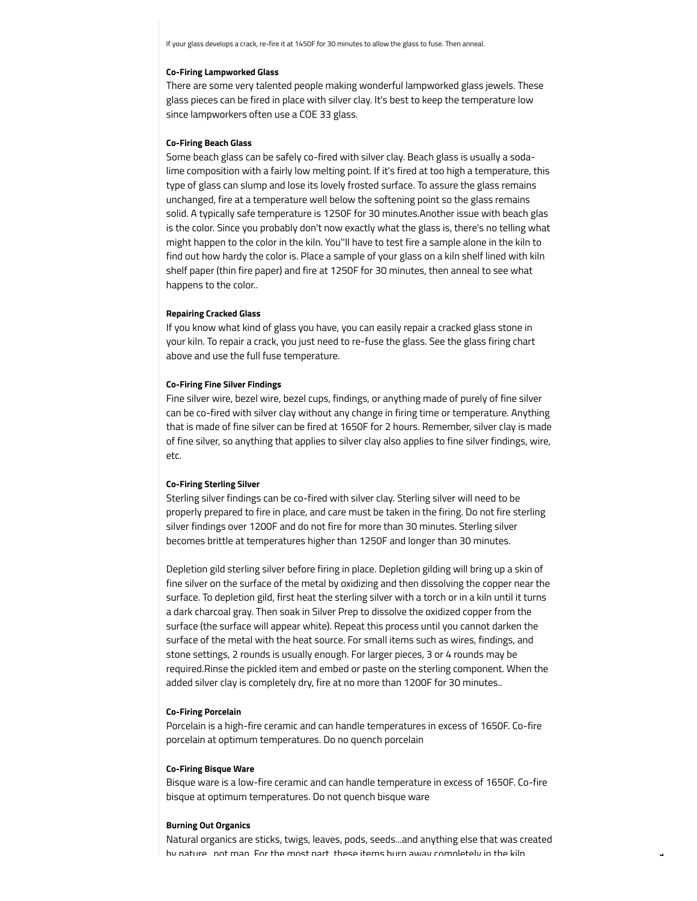If your glass develops a crack, re-fire it at 1450F for 30 minutes to allow the glass to fuse. Then anneal.

**Co-Firing Lampworked Glass**

There are some very talented people making wonderful lampworked glass jewels. These glass pieces can be fired in place with silver clay. It's best to keep the temperature low since lampworkers often use a COE 33 glass.

**Co-Firing Beach Glass**

Some beach glass can be safely co-fired with silver clay. Beach glass is usually a soda-lime composition with a fairly low melting point. If it's fired at too high a temperature, this type of glass can slump and lose its lovely frosted surface. To assure the glass remains unchanged, fire at a temperature well below the softening point so the glass remains solid. A typically safe temperature is 1250F for 30 minutes.Another issue with beach glas is the color. Since you probably don't now exactly what the glass is, there's no telling what might happen to the color in the kiln. You''ll have to test fire a sample alone in the kiln to find out how hardy the color is. Place a sample of your glass on a kiln shelf lined with kiln shelf paper (thin fire paper) and fire at 1250F for 30 minutes, then anneal to see what happens to the color..

**Repairing Cracked Glass**

If you know what kind of glass you have, you can easily repair a cracked glass stone in your kiln. To repair a crack, you just need to re-fuse the glass. See the glass firing chart above and use the full fuse temperature.

**Co-Firing Fine Silver Findings**

Fine silver wire, bezel wire, bezel cups, findings, or anything made of purely of fine silver can be co-fired with silver clay without any change in firing time or temperature. Anything that is made of fine silver can be fired at 1650F for 2 hours. Remember, silver clay is made of fine silver, so anything that applies to silver clay also applies to fine silver findings, wire, etc.

**Co-Firing Sterling Silver**

Sterling silver findings can be co-fired with silver clay. Sterling silver will need to be properly prepared to fire in place, and care must be taken in the firing. Do not fire sterling silver findings over 1200F and do not fire for more than 30 minutes. Sterling silver becomes brittle at temperatures higher than 1250F and longer than 30 minutes.

Depletion gild sterling silver before firing in place. Depletion gilding will bring up a skin of fine silver on the surface of the metal by oxidizing and then dissolving the copper near the surface. To depletion gild, first heat the sterling silver with a torch or in a kiln until it turns a dark charcoal gray. Then soak in Silver Prep to dissolve the oxidized copper from the surface (the surface will appear white). Repeat this process until you cannot darken the surface of the metal with the heat source. For small items such as wires, findings, and stone settings, 2 rounds is usually enough. For larger pieces, 3 or 4 rounds may be required.Rinse the pickled item and embed or paste on the sterling component. When the added silver clay is completely dry, fire at no more than 1200F for 30 minutes..

**Co-Firing Porcelain**

Porcelain is a high-fire ceramic and can handle temperatures in excess of 1650F. Co-fire porcelain at optimum temperatures. Do no quench porcelain

**Co-Firing Bisque Ware**

Bisque ware is a low-fire ceramic and can handle temperature in excess of 1650F. Co-fire bisque at optimum temperatures. Do not quench bisque ware

**Burning Out Organics**

Natural organics are sticks, twigs, leaves, pods, seeds...and anything else that was created by nature...not man. For the most part, these items burn away completely in the kiln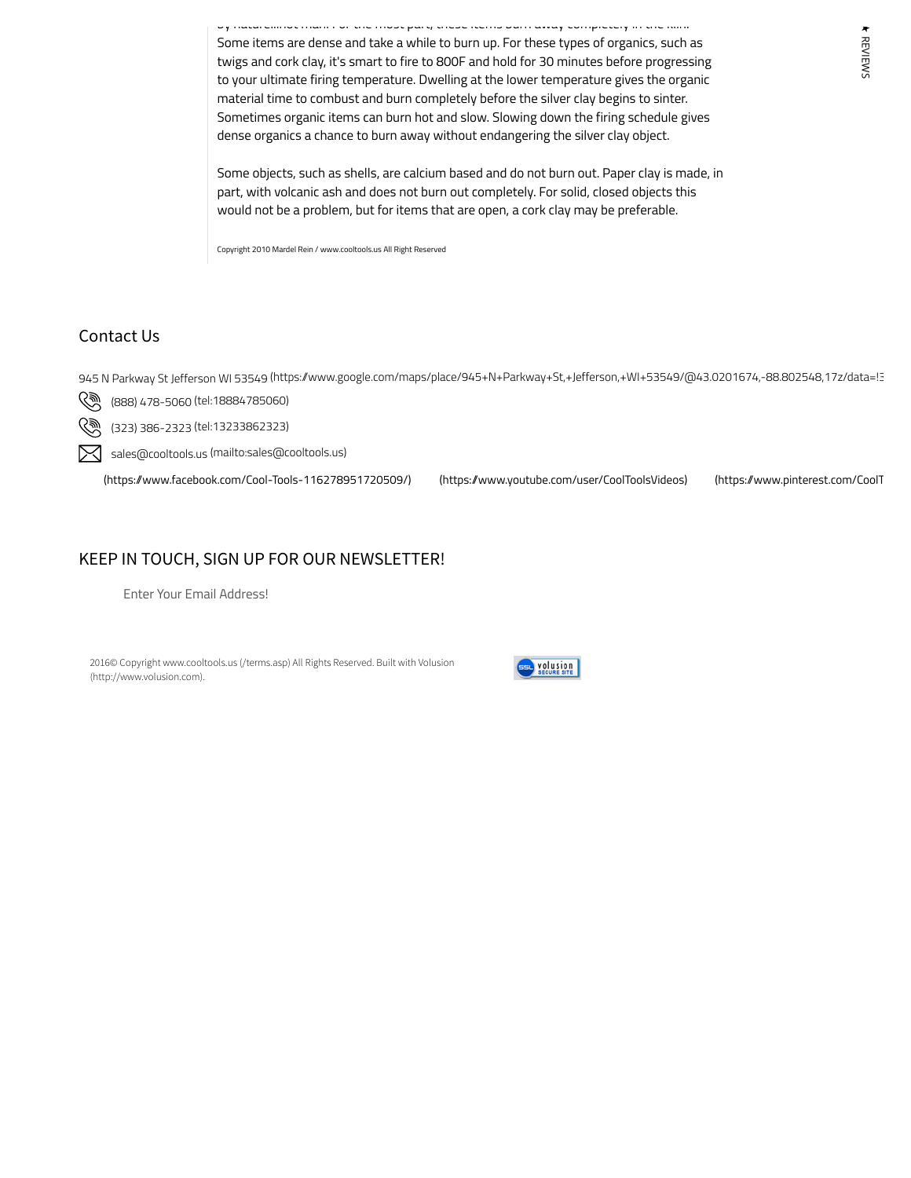Some items are dense and take a while to burn up. For these types of organics, such as twigs and cork clay, it's smart to fire to 800F and hold for 30 minutes before progressing to your ultimate firing temperature. Dwelling at the lower temperature gives the organic material time to combust and burn completely before the silver clay begins to sinter. Sometimes organic items can burn hot and slow. Slowing down the firing schedule gives dense organics a chance to burn away without endangering the silver clay object.

Some objects, such as shells, are calcium based and do not burn out. Paper clay is made, in part, with volcanic ash and does not burn out completely. For solid, closed objects this would not be a problem, but for items that are open, a cork clay may be preferable.

Copyright 2010 Mardel Rein / www.cooltools.us All Right Reserved

## Contact Us

945 N Parkway St Jefferson WI 53549 (https://www.google.com/maps/place/945+N+Parkway+St,+Jefferson,+WI+53549/@43.0201674,-88.802548,17z/data=!3

(888) 478-5060 (tel:18884785060)

(323) 386-2323 (tel:13233862323)

sales@cooltools.us (mailto:sales@cooltools.us)

(https://www.facebook.com/Cool-Tools-116278951720509/) (https://www.youtube.com/user/CoolToolsVideos) (https://www.pinterest.com/CoolT

## KEEP IN TOUCH, SIGN UP FOR OUR NEWSLETTER!

Enter Your Email Address!

2016© Copyright www.cooltools.us (/terms.asp) All Rights Reserved. Built with Volusion (http://www.volusion.com).